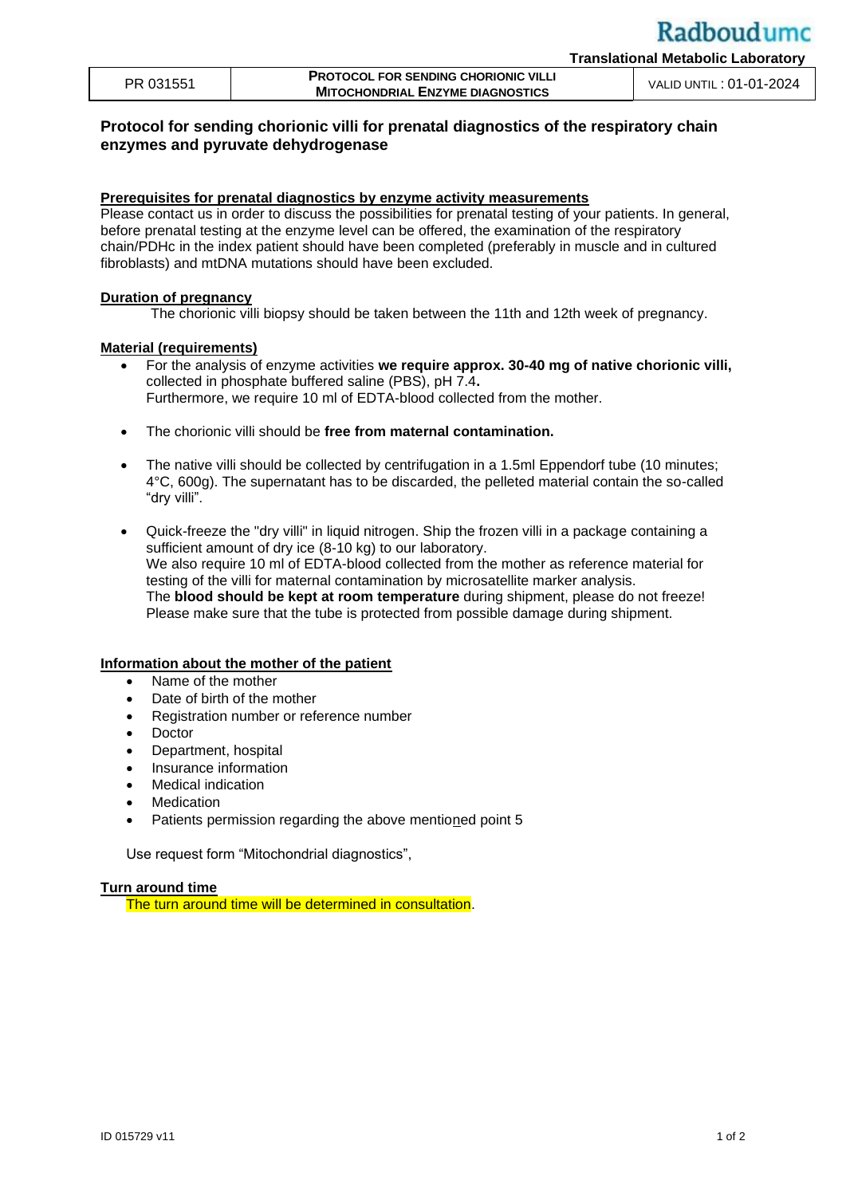# Protocol for sending chorionic villi for prenatal diagnostics of the respiratory chain enzymes and pyruvate dehydrogenase

**Prerequisites for prenatal diagnostics by enzyme activity measurements**

Please contact us in order to discuss the possibilities for prenatal testing of your patients. In general, before prenatal testing at the enzyme level can be offered, the examination of the respiratory chain/PDHc in the index patient should have been completed (preferably in muscle and in cultured fibroblasts) and mtDNA mutations should have been excluded.

**Duration of pregnancy**

The chorionic villi biopsy should be taken between the 11th and 12th week of pregnancy.

**Material (requirements)**

- For the analysis of enzyme activities **we require approx. 30-40 mg of native chorionic villi,** collected in phosphate buffered saline (PBS), pH 7.4**.**
  Furthermore, we require 10 ml of EDTA-blood collected from the mother.
- The chorionic villi should be **free from maternal contamination.**
- The native villi should be collected by centrifugation in a 1.5ml Eppendorf tube (10 minutes; 4°C, 600g). The supernatant has to be discarded, the pelleted material contain the so-called "dry villi".
- Quick-freeze the "dry villi" in liquid nitrogen. Ship the frozen villi in a package containing a sufficient amount of dry ice (8-10 kg) to our laboratory.
  We also require 10 ml of EDTA-blood collected from the mother as reference material for testing of the villi for maternal contamination by microsatellite marker analysis.
  The **blood should be kept at room temperature** during shipment, please do not freeze! Please make sure that the tube is protected from possible damage during shipment.

**Information about the mother of the patient**

- Name of the mother
- Date of birth of the mother
- Registration number or reference number
- Doctor
- Department, hospital
- Insurance information
- Medical indication
- Medication
- Patients permission regarding the above mentioned point 5

Use request form "Mitochondrial diagnostics",

**Turn around time**

The turn around time will be determined in consultation.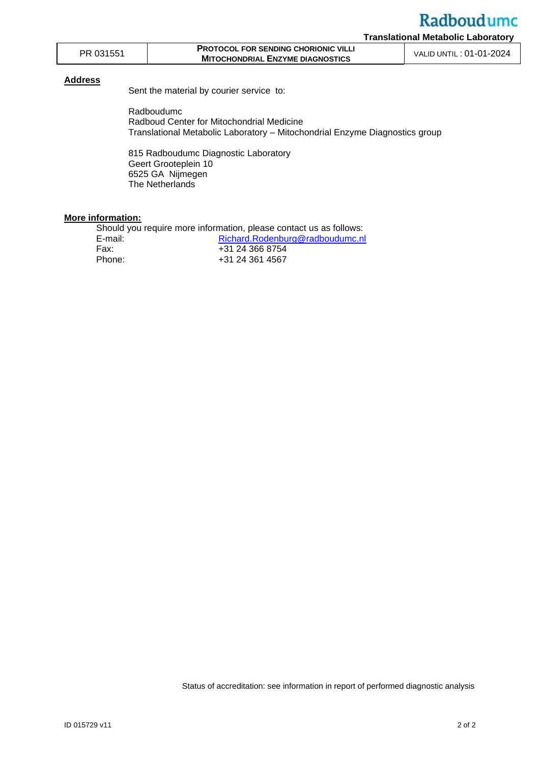## Address

Sent the material by courier service to:

Radboudumc
Radboud Center for Mitochondrial Medicine
Translational Metabolic Laboratory – Mitochondrial Enzyme Diagnostics group

815 Radboudumc Diagnostic Laboratory
Geert Grooteplein 10
6525 GA Nijmegen
The Netherlands

## More information:

Should you require more information, please contact us as follows:

| | |
|---|---|
| E-mail: | Richard.Rodenburg@radboudumc.nl |
| Fax: | +31 24 366 8754 |
| Phone: | +31 24 361 4567 |

Status of accreditation: see information in report of performed diagnostic analysis